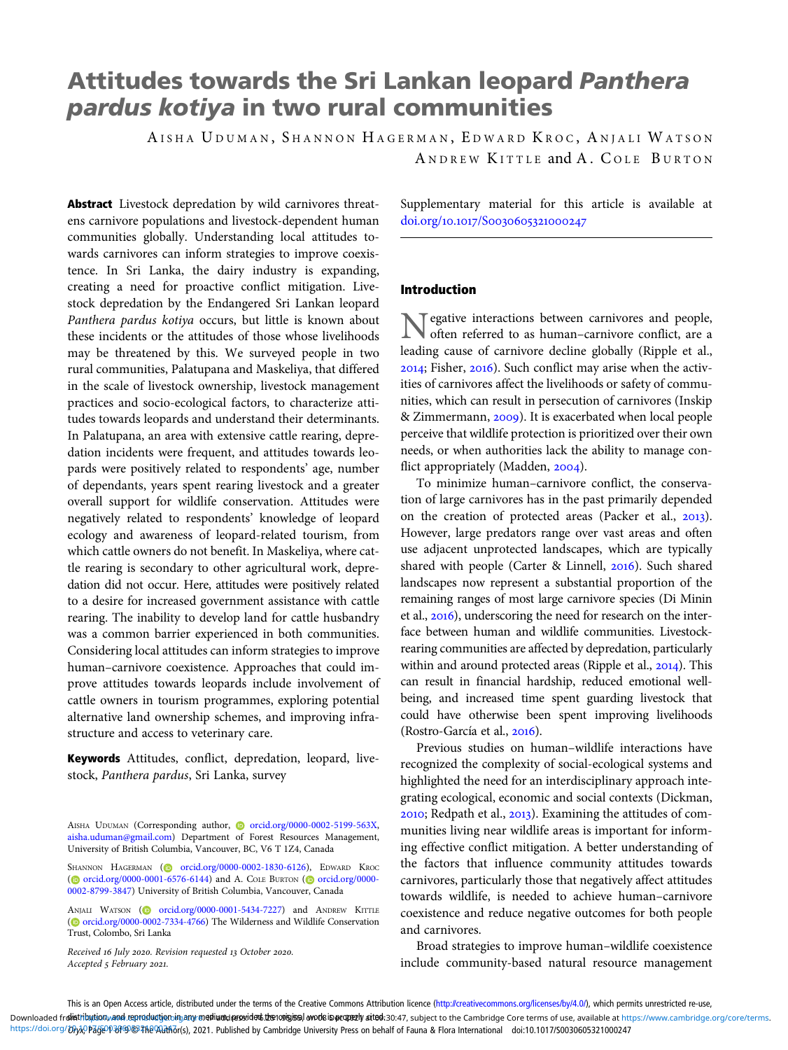# Attitudes towards the Sri Lankan leopard *Panthera pardus kotiya* in two rural communities

AISHA UDUMAN, SHANNON HAGERMAN, EDWARD KROC, ANJALI WATSON, ANDREW KITTLE and A. COLE BURTON

**Abstract** Livestock depredation by wild carnivores threatens carnivore populations and livestock-dependent human communities globally. Understanding local attitudes towards carnivores can inform strategies to improve coexistence. In Sri Lanka, the dairy industry is expanding, creating a need for proactive conflict mitigation. Livestock depredation by the Endangered Sri Lankan leopard *Panthera pardus kotiya* occurs, but little is known about these incidents or the attitudes of those whose livelihoods may be threatened by this. We surveyed people in two rural communities, Palatupana and Maskeliya, that differed in the scale of livestock ownership, livestock management practices and socio-ecological factors, to characterize attitudes towards leopards and understand their determinants. In Palatupana, an area with extensive cattle rearing, depredation incidents were frequent, and attitudes towards leopards were positively related to respondents' age, number of dependants, years spent rearing livestock and a greater overall support for wildlife conservation. Attitudes were negatively related to respondents' knowledge of leopard ecology and awareness of leopard-related tourism, from which cattle owners do not benefit. In Maskeliya, where cattle rearing is secondary to other agricultural work, depredation did not occur. Here, attitudes were positively related to a desire for increased government assistance with cattle rearing. The inability to develop land for cattle husbandry was a common barrier experienced in both communities. Considering local attitudes can inform strategies to improve human–carnivore coexistence. Approaches that could improve attitudes towards leopards include involvement of cattle owners in tourism programmes, exploring potential alternative land ownership schemes, and improving infrastructure and access to veterinary care.

**Keywords** Attitudes, conflict, depredation, leopard, livestock, *Panthera pardus*, Sri Lanka, survey

AISHA UDUMAN (Corresponding author, orcid.org/0000-0002-5199-563X, aisha.uduman@gmail.com) Department of Forest Resources Management, University of British Columbia, Vancouver, BC, V6 T 1Z4, Canada

SHANNON HAGERMAN (orcid.org/0000-0002-1830-6126), EDWARD KROC (orcid.org/0000-0001-6576-6144) and A. COLE BURTON (orcid.org/0000-0002-8799-3847) University of British Columbia, Vancouver, Canada

ANJALI WATSON (orcid.org/0000-0001-5434-7227) and ANDREW KITTLE (orcid.org/0000-0002-7334-4766) The Wilderness and Wildlife Conservation Trust, Colombo, Sri Lanka

*Received 16 July 2020. Revision requested 13 October 2020. Accepted 5 February 2021.*

Supplementary material for this article is available at doi.org/10.1017/S0030605321000247

## Introduction

Negative interactions between carnivores and people, often referred to as human–carnivore conflict, are a leading cause of carnivore decline globally (Ripple et al., 2014; Fisher, 2016). Such conflict may arise when the activities of carnivores affect the livelihoods or safety of communities, which can result in persecution of carnivores (Inskip & Zimmermann, 2009). It is exacerbated when local people perceive that wildlife protection is prioritized over their own needs, or when authorities lack the ability to manage conflict appropriately (Madden, 2004).

To minimize human–carnivore conflict, the conservation of large carnivores has in the past primarily depended on the creation of protected areas (Packer et al., 2013). However, large predators range over vast areas and often use adjacent unprotected landscapes, which are typically shared with people (Carter & Linnell, 2016). Such shared landscapes now represent a substantial proportion of the remaining ranges of most large carnivore species (Di Minin et al., 2016), underscoring the need for research on the interface between human and wildlife communities. Livestock-rearing communities are affected by depredation, particularly within and around protected areas (Ripple et al., 2014). This can result in financial hardship, reduced emotional well-being, and increased time spent guarding livestock that could have otherwise been spent improving livelihoods (Rostro-García et al., 2016).

Previous studies on human–wildlife interactions have recognized the complexity of social-ecological systems and highlighted the need for an interdisciplinary approach integrating ecological, economic and social contexts (Dickman, 2010; Redpath et al., 2013). Examining the attitudes of communities living near wildlife areas is important for informing effective conflict mitigation. A better understanding of the factors that influence community attitudes towards carnivores, particularly those that negatively affect attitudes towards wildlife, is needed to achieve human–carnivore coexistence and reduce negative outcomes for both people and carnivores.

Broad strategies to improve human–wildlife coexistence include community-based natural resource management

This is an Open Access article, distributed under the terms of the Creative Commons Attribution licence (http://creativecommons.org/licenses/by/4.0/), which permits unrestricted re-use, distribution, and reproduction in any medium, provided the original work is properly cited.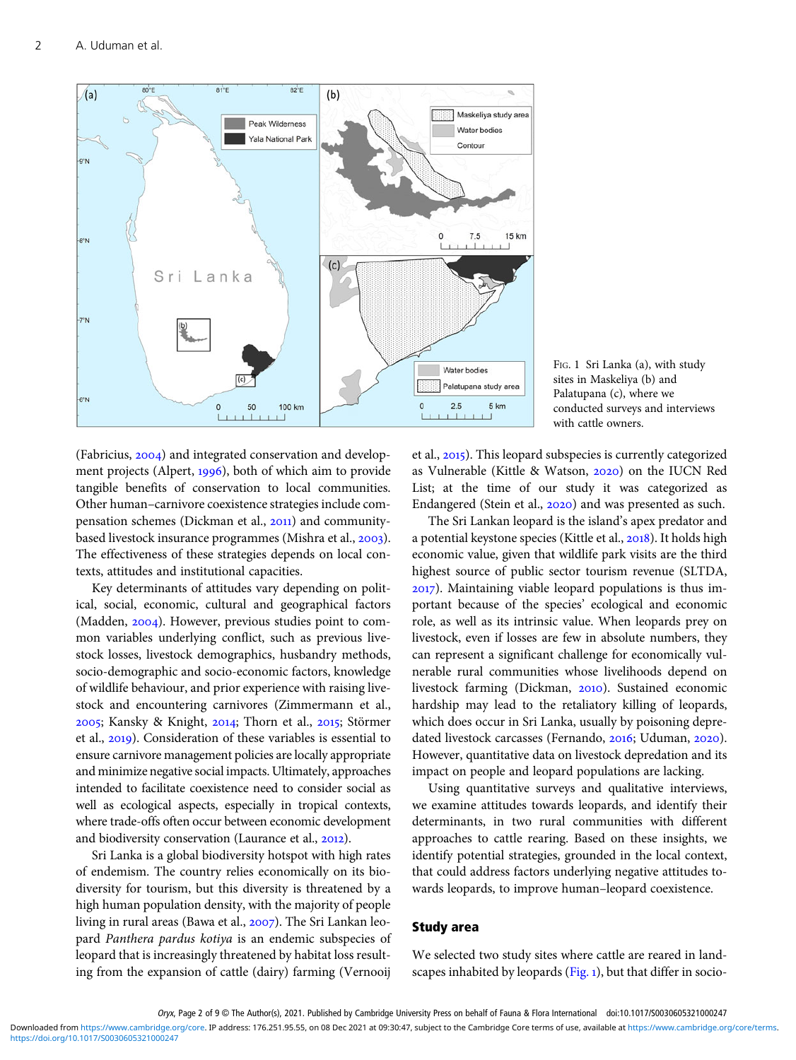Fig. 1 Sri Lanka (a), with study sites in Maskeliya (b) and Palatupana (c), where we conducted surveys and interviews with cattle owners.

(Fabricius, 2004) and integrated conservation and development projects (Alpert, 1996), both of which aim to provide tangible benefits of conservation to local communities. Other human–carnivore coexistence strategies include compensation schemes (Dickman et al., 2011) and community-based livestock insurance programmes (Mishra et al., 2003). The effectiveness of these strategies depends on local contexts, attitudes and institutional capacities.

Key determinants of attitudes vary depending on political, social, economic, cultural and geographical factors (Madden, 2004). However, previous studies point to common variables underlying conflict, such as previous livestock losses, livestock demographics, husbandry methods, socio-demographic and socio-economic factors, knowledge of wildlife behaviour, and prior experience with raising livestock and encountering carnivores (Zimmermann et al., 2005; Kansky & Knight, 2014; Thorn et al., 2015; Störmer et al., 2019). Consideration of these variables is essential to ensure carnivore management policies are locally appropriate and minimize negative social impacts. Ultimately, approaches intended to facilitate coexistence need to consider social as well as ecological aspects, especially in tropical contexts, where trade-offs often occur between economic development and biodiversity conservation (Laurance et al., 2012).

Sri Lanka is a global biodiversity hotspot with high rates of endemism. The country relies economically on its biodiversity for tourism, but this diversity is threatened by a high human population density, with the majority of people living in rural areas (Bawa et al., 2007). The Sri Lankan leopard *Panthera pardus kotiya* is an endemic subspecies of leopard that is increasingly threatened by habitat loss resulting from the expansion of cattle (dairy) farming (Vernooij et al., 2015). This leopard subspecies is currently categorized as Vulnerable (Kittle & Watson, 2020) on the IUCN Red List; at the time of our study it was categorized as Endangered (Stein et al., 2020) and was presented as such.

The Sri Lankan leopard is the island's apex predator and a potential keystone species (Kittle et al., 2018). It holds high economic value, given that wildlife park visits are the third highest source of public sector tourism revenue (SLTDA, 2017). Maintaining viable leopard populations is thus important because of the species' ecological and economic role, as well as its intrinsic value. When leopards prey on livestock, even if losses are few in absolute numbers, they can represent a significant challenge for economically vulnerable rural communities whose livelihoods depend on livestock farming (Dickman, 2010). Sustained economic hardship may lead to the retaliatory killing of leopards, which does occur in Sri Lanka, usually by poisoning depredated livestock carcasses (Fernando, 2016; Uduman, 2020). However, quantitative data on livestock depredation and its impact on people and leopard populations are lacking.

Using quantitative surveys and qualitative interviews, we examine attitudes towards leopards, and identify their determinants, in two rural communities with different approaches to cattle rearing. Based on these insights, we identify potential strategies, grounded in the local context, that could address factors underlying negative attitudes towards leopards, to improve human–leopard coexistence.

## Study area

We selected two study sites where cattle are reared in landscapes inhabited by leopards (Fig. 1), but that differ in socio-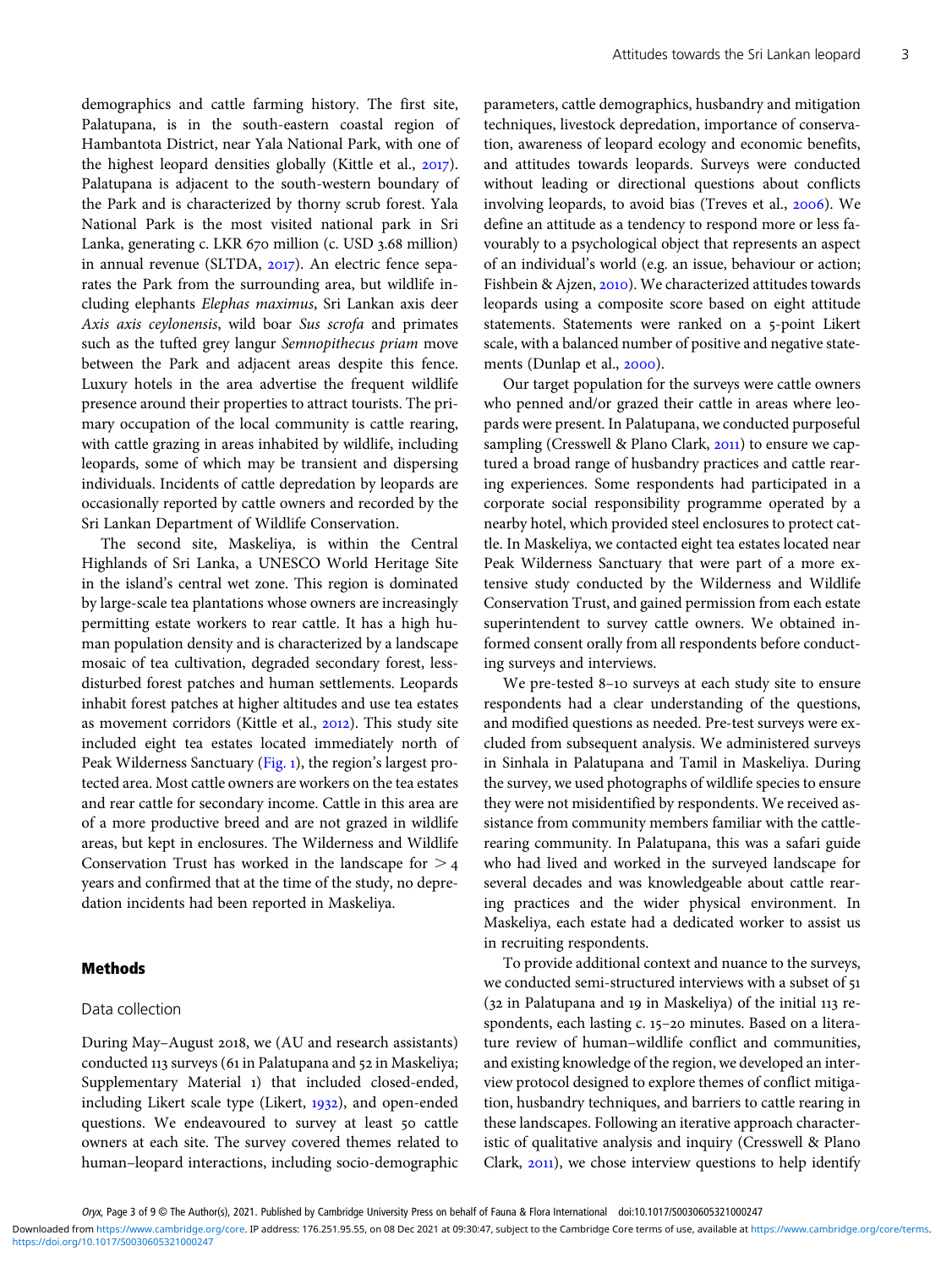demographics and cattle farming history. The first site, Palatupana, is in the south-eastern coastal region of Hambantota District, near Yala National Park, with one of the highest leopard densities globally (Kittle et al., 2017). Palatupana is adjacent to the south-western boundary of the Park and is characterized by thorny scrub forest. Yala National Park is the most visited national park in Sri Lanka, generating c. LKR 670 million (c. USD 3.68 million) in annual revenue (SLTDA, 2017). An electric fence separates the Park from the surrounding area, but wildlife including elephants *Elephas maximus*, Sri Lankan axis deer *Axis axis ceylonensis*, wild boar *Sus scrofa* and primates such as the tufted grey langur *Semnopithecus priam* move between the Park and adjacent areas despite this fence. Luxury hotels in the area advertise the frequent wildlife presence around their properties to attract tourists. The primary occupation of the local community is cattle rearing, with cattle grazing in areas inhabited by wildlife, including leopards, some of which may be transient and dispersing individuals. Incidents of cattle depredation by leopards are occasionally reported by cattle owners and recorded by the Sri Lankan Department of Wildlife Conservation.

The second site, Maskeliya, is within the Central Highlands of Sri Lanka, a UNESCO World Heritage Site in the island's central wet zone. This region is dominated by large-scale tea plantations whose owners are increasingly permitting estate workers to rear cattle. It has a high human population density and is characterized by a landscape mosaic of tea cultivation, degraded secondary forest, less-disturbed forest patches and human settlements. Leopards inhabit forest patches at higher altitudes and use tea estates as movement corridors (Kittle et al., 2012). This study site included eight tea estates located immediately north of Peak Wilderness Sanctuary (Fig. 1), the region's largest protected area. Most cattle owners are workers on the tea estates and rear cattle for secondary income. Cattle in this area are of a more productive breed and are not grazed in wildlife areas, but kept in enclosures. The Wilderness and Wildlife Conservation Trust has worked in the landscape for $> 4$ years and confirmed that at the time of the study, no depredation incidents had been reported in Maskeliya.

## Methods

### Data collection

During May–August 2018, we (AU and research assistants) conducted 113 surveys (61 in Palatupana and 52 in Maskeliya; Supplementary Material 1) that included closed-ended, including Likert scale type (Likert, 1932), and open-ended questions. We endeavoured to survey at least 50 cattle owners at each site. The survey covered themes related to human–leopard interactions, including socio-demographic parameters, cattle demographics, husbandry and mitigation techniques, livestock depredation, importance of conservation, awareness of leopard ecology and economic benefits, and attitudes towards leopards. Surveys were conducted without leading or directional questions about conflicts involving leopards, to avoid bias (Treves et al., 2006). We define an attitude as a tendency to respond more or less favourably to a psychological object that represents an aspect of an individual's world (e.g. an issue, behaviour or action; Fishbein & Ajzen, 2010). We characterized attitudes towards leopards using a composite score based on eight attitude statements. Statements were ranked on a 5-point Likert scale, with a balanced number of positive and negative statements (Dunlap et al., 2000).

Our target population for the surveys were cattle owners who penned and/or grazed their cattle in areas where leopards were present. In Palatupana, we conducted purposeful sampling (Cresswell & Plano Clark, 2011) to ensure we captured a broad range of husbandry practices and cattle rearing experiences. Some respondents had participated in a corporate social responsibility programme operated by a nearby hotel, which provided steel enclosures to protect cattle. In Maskeliya, we contacted eight tea estates located near Peak Wilderness Sanctuary that were part of a more extensive study conducted by the Wilderness and Wildlife Conservation Trust, and gained permission from each estate superintendent to survey cattle owners. We obtained informed consent orally from all respondents before conducting surveys and interviews.

We pre-tested 8–10 surveys at each study site to ensure respondents had a clear understanding of the questions, and modified questions as needed. Pre-test surveys were excluded from subsequent analysis. We administered surveys in Sinhala in Palatupana and Tamil in Maskeliya. During the survey, we used photographs of wildlife species to ensure they were not misidentified by respondents. We received assistance from community members familiar with the cattle-rearing community. In Palatupana, this was a safari guide who had lived and worked in the surveyed landscape for several decades and was knowledgeable about cattle rearing practices and the wider physical environment. In Maskeliya, each estate had a dedicated worker to assist us in recruiting respondents.

To provide additional context and nuance to the surveys, we conducted semi-structured interviews with a subset of 51 (32 in Palatupana and 19 in Maskeliya) of the initial 113 respondents, each lasting c. 15–20 minutes. Based on a literature review of human–wildlife conflict and communities, and existing knowledge of the region, we developed an interview protocol designed to explore themes of conflict mitigation, husbandry techniques, and barriers to cattle rearing in these landscapes. Following an iterative approach characteristic of qualitative analysis and inquiry (Cresswell & Plano Clark, 2011), we chose interview questions to help identify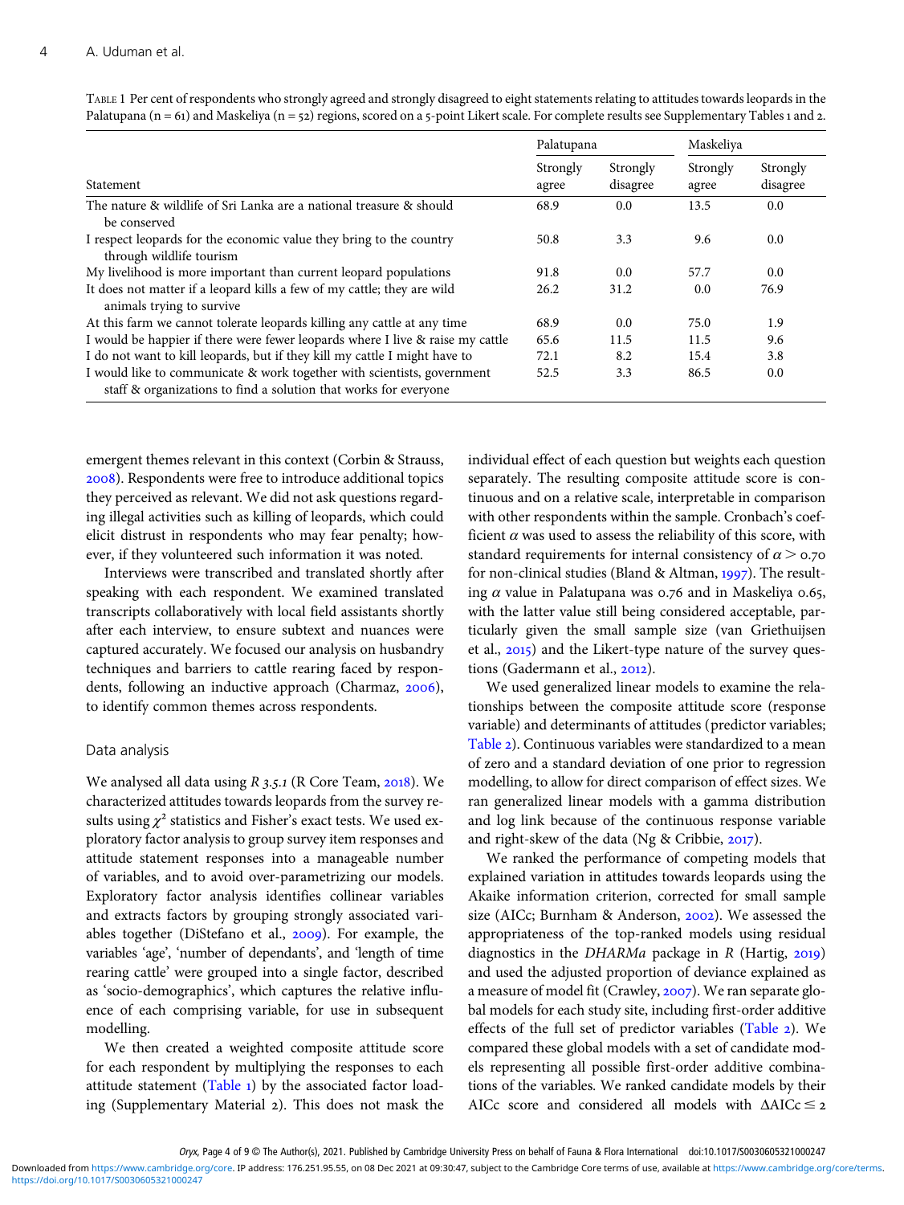TABLE 1 Per cent of respondents who strongly agreed and strongly disagreed to eight statements relating to attitudes towards leopards in the Palatupana (n = 61) and Maskeliya (n = 52) regions, scored on a 5-point Likert scale. For complete results see Supplementary Tables 1 and 2.

| | Palatupana | | Maskeliya | |
|---|---|---|---|---|
| Statement | Strongly agree | Strongly disagree | Strongly agree | Strongly disagree |
| The nature & wildlife of Sri Lanka are a national treasure & should be conserved | 68.9 | 0.0 | 13.5 | 0.0 |
| I respect leopards for the economic value they bring to the country through wildlife tourism | 50.8 | 3.3 | 9.6 | 0.0 |
| My livelihood is more important than current leopard populations | 91.8 | 0.0 | 57.7 | 0.0 |
| It does not matter if a leopard kills a few of my cattle; they are wild animals trying to survive | 26.2 | 31.2 | 0.0 | 76.9 |
| At this farm we cannot tolerate leopards killing any cattle at any time | 68.9 | 0.0 | 75.0 | 1.9 |
| I would be happier if there were fewer leopards where I live & raise my cattle | 65.6 | 11.5 | 11.5 | 9.6 |
| I do not want to kill leopards, but if they kill my cattle I might have to | 72.1 | 8.2 | 15.4 | 3.8 |
| I would like to communicate & work together with scientists, government staff & organizations to find a solution that works for everyone | 52.5 | 3.3 | 86.5 | 0.0 |

emergent themes relevant in this context (Corbin & Strauss, 2008). Respondents were free to introduce additional topics they perceived as relevant. We did not ask questions regarding illegal activities such as killing of leopards, which could elicit distrust in respondents who may fear penalty; however, if they volunteered such information it was noted.

Interviews were transcribed and translated shortly after speaking with each respondent. We examined translated transcripts collaboratively with local field assistants shortly after each interview, to ensure subtext and nuances were captured accurately. We focused our analysis on husbandry techniques and barriers to cattle rearing faced by respondents, following an inductive approach (Charmaz, 2006), to identify common themes across respondents.

## Data analysis

We analysed all data using *R 3.5.1* (R Core Team, 2018). We characterized attitudes towards leopards from the survey results using $\chi^2$ statistics and Fisher's exact tests. We used exploratory factor analysis to group survey item responses and attitude statement responses into a manageable number of variables, and to avoid over-parametrizing our models. Exploratory factor analysis identifies collinear variables and extracts factors by grouping strongly associated variables together (DiStefano et al., 2009). For example, the variables 'age', 'number of dependants', and 'length of time rearing cattle' were grouped into a single factor, described as 'socio-demographics', which captures the relative influence of each comprising variable, for use in subsequent modelling.

We then created a weighted composite attitude score for each respondent by multiplying the responses to each attitude statement (Table 1) by the associated factor loading (Supplementary Material 2). This does not mask the individual effect of each question but weights each question separately. The resulting composite attitude score is continuous and on a relative scale, interpretable in comparison with other respondents within the sample. Cronbach's coefficient $\alpha$ was used to assess the reliability of this score, with standard requirements for internal consistency of $\alpha > 0.70$ for non-clinical studies (Bland & Altman, 1997). The resulting $\alpha$ value in Palatupana was 0.76 and in Maskeliya 0.65, with the latter value still being considered acceptable, particularly given the small sample size (van Griethuijsen et al., 2015) and the Likert-type nature of the survey questions (Gadermann et al., 2012).

We used generalized linear models to examine the relationships between the composite attitude score (response variable) and determinants of attitudes (predictor variables; Table 2). Continuous variables were standardized to a mean of zero and a standard deviation of one prior to regression modelling, to allow for direct comparison of effect sizes. We ran generalized linear models with a gamma distribution and log link because of the continuous response variable and right-skew of the data (Ng & Cribbie, 2017).

We ranked the performance of competing models that explained variation in attitudes towards leopards using the Akaike information criterion, corrected for small sample size (AICc; Burnham & Anderson, 2002). We assessed the appropriateness of the top-ranked models using residual diagnostics in the *DHARMa* package in *R* (Hartig, 2019) and used the adjusted proportion of deviance explained as a measure of model fit (Crawley, 2007). We ran separate global models for each study site, including first-order additive effects of the full set of predictor variables (Table 2). We compared these global models with a set of candidate models representing all possible first-order additive combinations of the variables. We ranked candidate models by their AICc score and considered all models with $\Delta AICc \leq 2$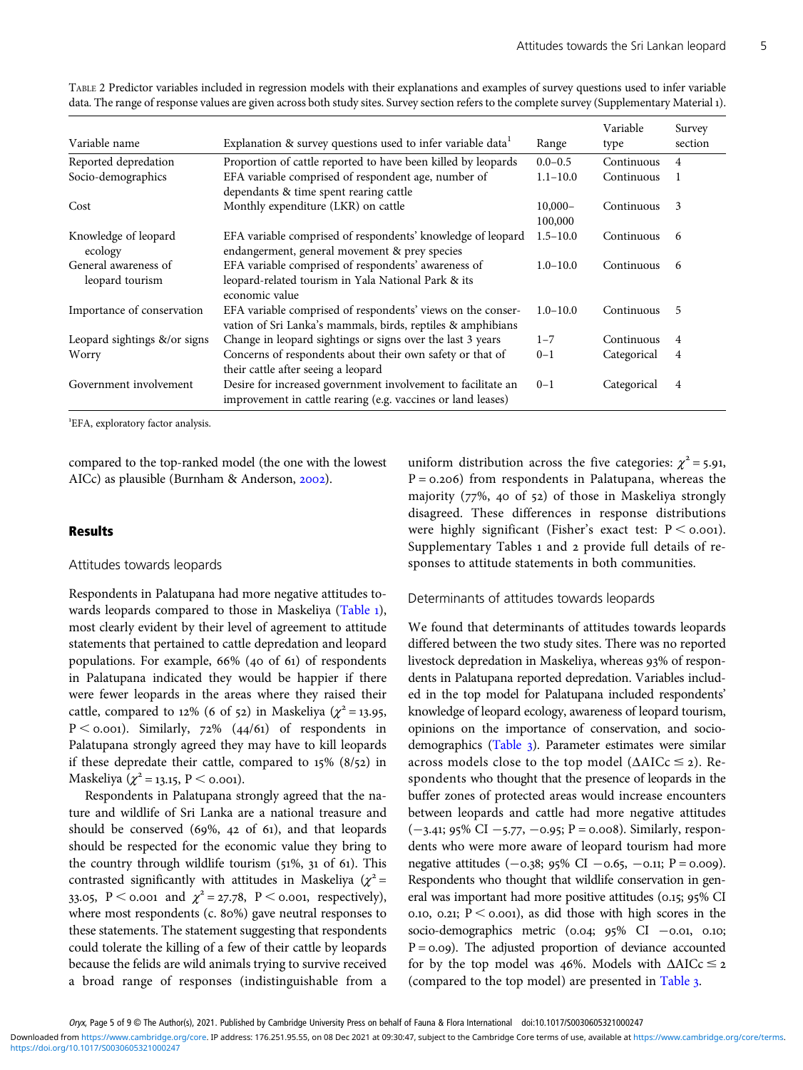TABLE 2 Predictor variables included in regression models with their explanations and examples of survey questions used to infer variable data. The range of response values are given across both study sites. Survey section refers to the complete survey (Supplementary Material 1).

| Variable name | Explanation & survey questions used to infer variable data[1] | Range | Variable type | Survey section |
|---|---|---|---|---|
| Reported depredation | Proportion of cattle reported to have been killed by leopards | 0.0–0.5 | Continuous | 4 |
| Socio-demographics | EFA variable comprised of respondent age, number of dependants & time spent rearing cattle | 1.1–10.0 | Continuous | 1 |
| Cost | Monthly expenditure (LKR) on cattle | 10,000–100,000 | Continuous | 3 |
| Knowledge of leopard ecology | EFA variable comprised of respondents' knowledge of leopard endangerment, general movement & prey species | 1.5–10.0 | Continuous | 6 |
| General awareness of leopard tourism | EFA variable comprised of respondents' awareness of leopard-related tourism in Yala National Park & its economic value | 1.0–10.0 | Continuous | 6 |
| Importance of conservation | EFA variable comprised of respondents' views on the conservation of Sri Lanka's mammals, birds, reptiles & amphibians | 1.0–10.0 | Continuous | 5 |
| Leopard sightings &/or signs | Change in leopard sightings or signs over the last 3 years | 1–7 | Continuous | 4 |
| Worry | Concerns of respondents about their own safety or that of their cattle after seeing a leopard | 0–1 | Categorical | 4 |
| Government involvement | Desire for increased government involvement to facilitate an improvement in cattle rearing (e.g. vaccines or land leases) | 0–1 | Categorical | 4 |

[1]EFA, exploratory factor analysis.

compared to the top-ranked model (the one with the lowest AICc) as plausible (Burnham & Anderson, 2002).

## Results

### Attitudes towards leopards

Respondents in Palatupana had more negative attitudes towards leopards compared to those in Maskeliya (Table 1), most clearly evident by their level of agreement to attitude statements that pertained to cattle depredation and leopard populations. For example, 66% (40 of 61) of respondents in Palatupana indicated they would be happier if there were fewer leopards in the areas where they raised their cattle, compared to 12% (6 of 52) in Maskeliya ($\chi^2 = 13.95$, $P < 0.001$). Similarly, 72% (44/61) of respondents in Palatupana strongly agreed they may have to kill leopards if these depredate their cattle, compared to 15% (8/52) in Maskeliya ($\chi^2 = 13.15$, $P < 0.001$).

Respondents in Palatupana strongly agreed that the nature and wildlife of Sri Lanka are a national treasure and should be conserved (69%, 42 of 61), and that leopards should be respected for the economic value they bring to the country through wildlife tourism (51%, 31 of 61). This contrasted significantly with attitudes in Maskeliya ($\chi^2 = 33.05$, $P < 0.001$ and $\chi^2 = 27.78$, $P < 0.001$, respectively), where most respondents (c. 80%) gave neutral responses to these statements. The statement suggesting that respondents could tolerate the killing of a few of their cattle by leopards because the felids are wild animals trying to survive received a broad range of responses (indistinguishable from a uniform distribution across the five categories: $\chi^2 = 5.91$, $P = 0.206$) from respondents in Palatupana, whereas the majority (77%, 40 of 52) of those in Maskeliya strongly disagreed. These differences in response distributions were highly significant (Fisher's exact test: $P < 0.001$). Supplementary Tables 1 and 2 provide full details of responses to attitude statements in both communities.

### Determinants of attitudes towards leopards

We found that determinants of attitudes towards leopards differed between the two study sites. There was no reported livestock depredation in Maskeliya, whereas 93% of respondents in Palatupana reported depredation. Variables included in the top model for Palatupana included respondents' knowledge of leopard ecology, awareness of leopard tourism, opinions on the importance of conservation, and socio-demographics (Table 3). Parameter estimates were similar across models close to the top model ($\Delta AICc \leq 2$). Respondents who thought that the presence of leopards in the buffer zones of protected areas would increase encounters between leopards and cattle had more negative attitudes (−3.41; 95% CI −5.77, −0.95; $P = 0.008$). Similarly, respondents who were more aware of leopard tourism had more negative attitudes (−0.38; 95% CI −0.65, −0.11; $P = 0.009$). Respondents who thought that wildlife conservation in general was important had more positive attitudes (0.15; 95% CI 0.10, 0.21; $P < 0.001$), as did those with high scores in the socio-demographics metric (0.04; 95% CI −0.01, 0.10; $P = 0.09$). The adjusted proportion of deviance accounted for by the top model was 46%. Models with $\Delta AICc \leq 2$ (compared to the top model) are presented in Table 3.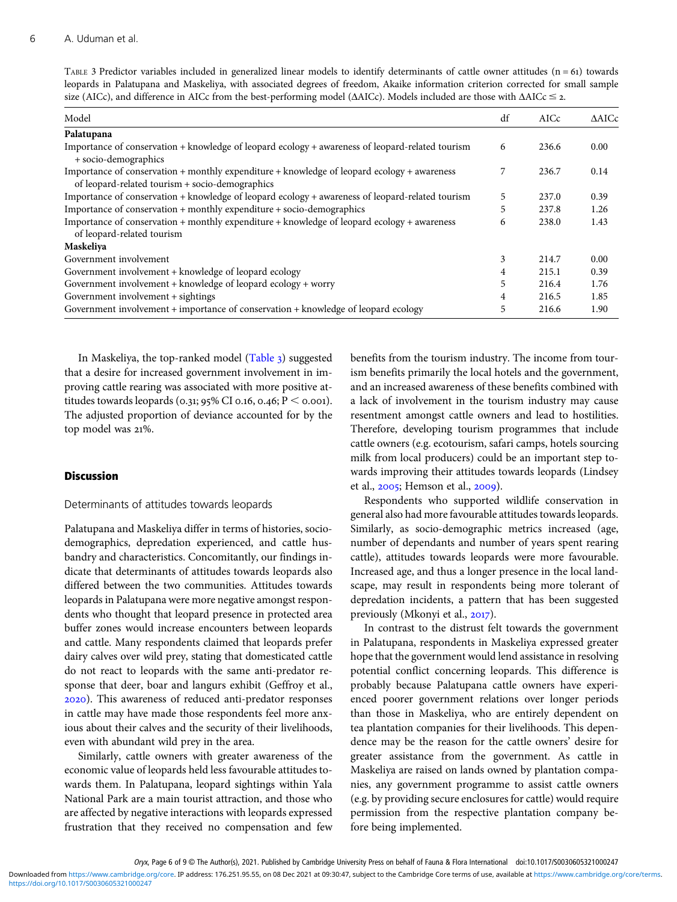TABLE 3 Predictor variables included in generalized linear models to identify determinants of cattle owner attitudes (n = 61) towards leopards in Palatupana and Maskeliya, with associated degrees of freedom, Akaike information criterion corrected for small sample size (AICc), and difference in AICc from the best-performing model (ΔAICc). Models included are those with ΔAICc ≤ 2.

| Model | df | AICc | ΔAICc |
|---|---|---|---|
| **Palatupana** | | | |
| Importance of conservation + knowledge of leopard ecology + awareness of leopard-related tourism + socio-demographics | 6 | 236.6 | 0.00 |
| Importance of conservation + monthly expenditure + knowledge of leopard ecology + awareness of leopard-related tourism + socio-demographics | 7 | 236.7 | 0.14 |
| Importance of conservation + knowledge of leopard ecology + awareness of leopard-related tourism | 5 | 237.0 | 0.39 |
| Importance of conservation + monthly expenditure + socio-demographics | 5 | 237.8 | 1.26 |
| Importance of conservation + monthly expenditure + knowledge of leopard ecology + awareness of leopard-related tourism | 6 | 238.0 | 1.43 |
| **Maskeliya** | | | |
| Government involvement | 3 | 214.7 | 0.00 |
| Government involvement + knowledge of leopard ecology | 4 | 215.1 | 0.39 |
| Government involvement + knowledge of leopard ecology + worry | 5 | 216.4 | 1.76 |
| Government involvement + sightings | 4 | 216.5 | 1.85 |
| Government involvement + importance of conservation + knowledge of leopard ecology | 5 | 216.6 | 1.90 |

In Maskeliya, the top-ranked model (Table 3) suggested that a desire for increased government involvement in improving cattle rearing was associated with more positive attitudes towards leopards (0.31; 95% CI 0.16, 0.46; $P < 0.001$). The adjusted proportion of deviance accounted for by the top model was 21%.

## Discussion

### Determinants of attitudes towards leopards

Palatupana and Maskeliya differ in terms of histories, socio-demographics, depredation experienced, and cattle husbandry and characteristics. Concomitantly, our findings indicate that determinants of attitudes towards leopards also differed between the two communities. Attitudes towards leopards in Palatupana were more negative amongst respondents who thought that leopard presence in protected area buffer zones would increase encounters between leopards and cattle. Many respondents claimed that leopards prefer dairy calves over wild prey, stating that domesticated cattle do not react to leopards with the same anti-predator response that deer, boar and langurs exhibit (Geffroy et al., 2020). This awareness of reduced anti-predator responses in cattle may have made those respondents feel more anxious about their calves and the security of their livelihoods, even with abundant wild prey in the area.

Similarly, cattle owners with greater awareness of the economic value of leopards held less favourable attitudes towards them. In Palatupana, leopard sightings within Yala National Park are a main tourist attraction, and those who are affected by negative interactions with leopards expressed frustration that they received no compensation and few benefits from the tourism industry. The income from tourism benefits primarily the local hotels and the government, and an increased awareness of these benefits combined with a lack of involvement in the tourism industry may cause resentment amongst cattle owners and lead to hostilities. Therefore, developing tourism programmes that include cattle owners (e.g. ecotourism, safari camps, hotels sourcing milk from local producers) could be an important step towards improving their attitudes towards leopards (Lindsey et al., 2005; Hemson et al., 2009).

Respondents who supported wildlife conservation in general also had more favourable attitudes towards leopards. Similarly, as socio-demographic metrics increased (age, number of dependants and number of years spent rearing cattle), attitudes towards leopards were more favourable. Increased age, and thus a longer presence in the local landscape, may result in respondents being more tolerant of depredation incidents, a pattern that has been suggested previously (Mkonyi et al., 2017).

In contrast to the distrust felt towards the government in Palatupana, respondents in Maskeliya expressed greater hope that the government would lend assistance in resolving potential conflict concerning leopards. This difference is probably because Palatupana cattle owners have experienced poorer government relations over longer periods than those in Maskeliya, who are entirely dependent on tea plantation companies for their livelihoods. This dependence may be the reason for the cattle owners' desire for greater assistance from the government. As cattle in Maskeliya are raised on lands owned by plantation companies, any government programme to assist cattle owners (e.g. by providing secure enclosures for cattle) would require permission from the respective plantation company before being implemented.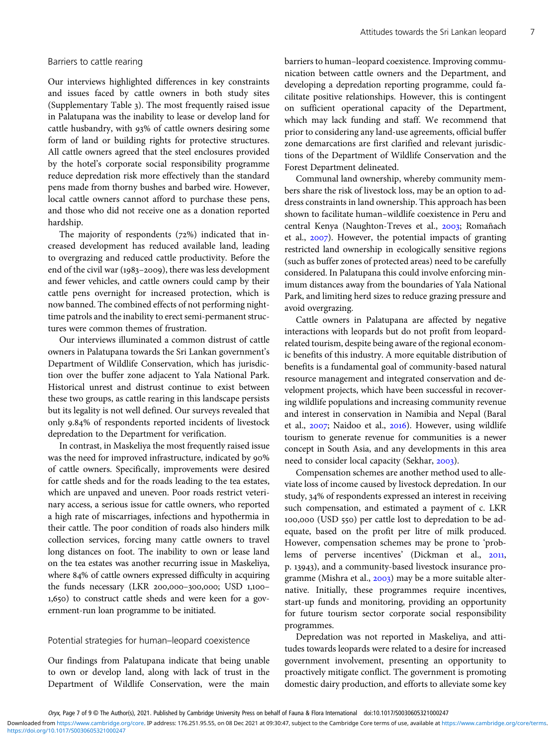### Barriers to cattle rearing

Our interviews highlighted differences in key constraints and issues faced by cattle owners in both study sites (Supplementary Table 3). The most frequently raised issue in Palatupana was the inability to lease or develop land for cattle husbandry, with 93% of cattle owners desiring some form of land or building rights for protective structures. All cattle owners agreed that the steel enclosures provided by the hotel's corporate social responsibility programme reduce depredation risk more effectively than the standard pens made from thorny bushes and barbed wire. However, local cattle owners cannot afford to purchase these pens, and those who did not receive one as a donation reported hardship.

The majority of respondents (72%) indicated that increased development has reduced available land, leading to overgrazing and reduced cattle productivity. Before the end of the civil war (1983–2009), there was less development and fewer vehicles, and cattle owners could camp by their cattle pens overnight for increased protection, which is now banned. The combined effects of not performing night-time patrols and the inability to erect semi-permanent structures were common themes of frustration.

Our interviews illuminated a common distrust of cattle owners in Palatupana towards the Sri Lankan government's Department of Wildlife Conservation, which has jurisdiction over the buffer zone adjacent to Yala National Park. Historical unrest and distrust continue to exist between these two groups, as cattle rearing in this landscape persists but its legality is not well defined. Our surveys revealed that only 9.84% of respondents reported incidents of livestock depredation to the Department for verification.

In contrast, in Maskeliya the most frequently raised issue was the need for improved infrastructure, indicated by 90% of cattle owners. Specifically, improvements were desired for cattle sheds and for the roads leading to the tea estates, which are unpaved and uneven. Poor roads restrict veterinary access, a serious issue for cattle owners, who reported a high rate of miscarriages, infections and hypothermia in their cattle. The poor condition of roads also hinders milk collection services, forcing many cattle owners to travel long distances on foot. The inability to own or lease land on the tea estates was another recurring issue in Maskeliya, where 84% of cattle owners expressed difficulty in acquiring the funds necessary (LKR 200,000–300,000; USD 1,100–1,650) to construct cattle sheds and were keen for a government-run loan programme to be initiated.

### Potential strategies for human–leopard coexistence

Our findings from Palatupana indicate that being unable to own or develop land, along with lack of trust in the Department of Wildlife Conservation, were the main barriers to human–leopard coexistence. Improving communication between cattle owners and the Department, and developing a depredation reporting programme, could facilitate positive relationships. However, this is contingent on sufficient operational capacity of the Department, which may lack funding and staff. We recommend that prior to considering any land-use agreements, official buffer zone demarcations are first clarified and relevant jurisdictions of the Department of Wildlife Conservation and the Forest Department delineated.

Communal land ownership, whereby community members share the risk of livestock loss, may be an option to address constraints in land ownership. This approach has been shown to facilitate human–wildlife coexistence in Peru and central Kenya (Naughton-Treves et al., 2003; Romañach et al., 2007). However, the potential impacts of granting restricted land ownership in ecologically sensitive regions (such as buffer zones of protected areas) need to be carefully considered. In Palatupana this could involve enforcing minimum distances away from the boundaries of Yala National Park, and limiting herd sizes to reduce grazing pressure and avoid overgrazing.

Cattle owners in Palatupana are affected by negative interactions with leopards but do not profit from leopard-related tourism, despite being aware of the regional economic benefits of this industry. A more equitable distribution of benefits is a fundamental goal of community-based natural resource management and integrated conservation and development projects, which have been successful in recovering wildlife populations and increasing community revenue and interest in conservation in Namibia and Nepal (Baral et al., 2007; Naidoo et al., 2016). However, using wildlife tourism to generate revenue for communities is a newer concept in South Asia, and any developments in this area need to consider local capacity (Sekhar, 2003).

Compensation schemes are another method used to alleviate loss of income caused by livestock depredation. In our study, 34% of respondents expressed an interest in receiving such compensation, and estimated a payment of c. LKR 100,000 (USD 550) per cattle lost to depredation to be adequate, based on the profit per litre of milk produced. However, compensation schemes may be prone to 'problems of perverse incentives' (Dickman et al., 2011, p. 13943), and a community-based livestock insurance programme (Mishra et al., 2003) may be a more suitable alternative. Initially, these programmes require incentives, start-up funds and monitoring, providing an opportunity for future tourism sector corporate social responsibility programmes.

Depredation was not reported in Maskeliya, and attitudes towards leopards were related to a desire for increased government involvement, presenting an opportunity to proactively mitigate conflict. The government is promoting domestic dairy production, and efforts to alleviate some key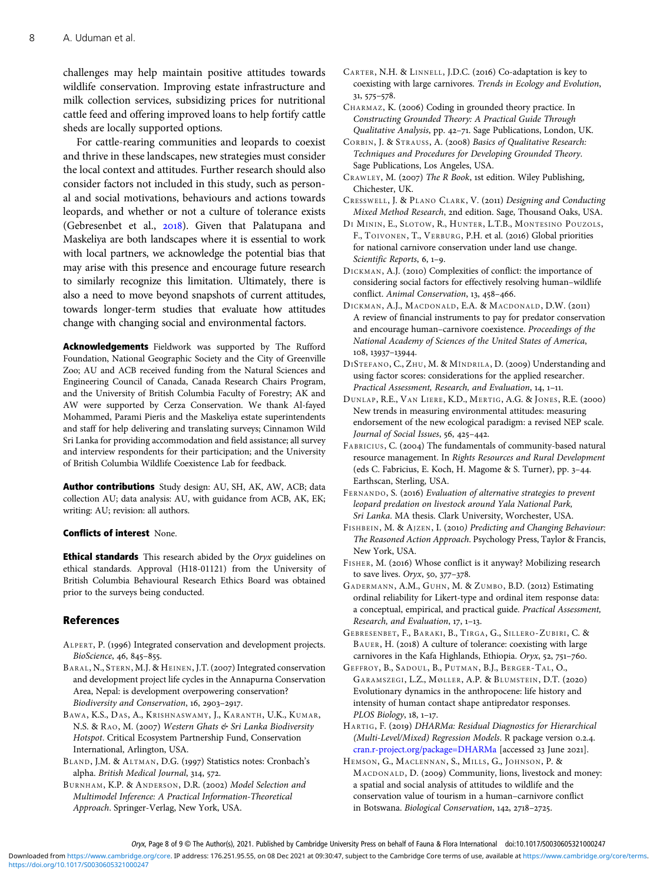challenges may help maintain positive attitudes towards wildlife conservation. Improving estate infrastructure and milk collection services, subsidizing prices for nutritional cattle feed and offering improved loans to help fortify cattle sheds are locally supported options.

For cattle-rearing communities and leopards to coexist and thrive in these landscapes, new strategies must consider the local context and attitudes. Further research should also consider factors not included in this study, such as personal and social motivations, behaviours and actions towards leopards, and whether or not a culture of tolerance exists (Gebresenbet et al., 2018). Given that Palatupana and Maskeliya are both landscapes where it is essential to work with local partners, we acknowledge the potential bias that may arise with this presence and encourage future research to similarly recognize this limitation. Ultimately, there is also a need to move beyond snapshots of current attitudes, towards longer-term studies that evaluate how attitudes change with changing social and environmental factors.

**Acknowledgements** Fieldwork was supported by The Rufford Foundation, National Geographic Society and the City of Greenville Zoo; AU and ACB received funding from the Natural Sciences and Engineering Council of Canada, Canada Research Chairs Program, and the University of British Columbia Faculty of Forestry; AK and AW were supported by Cerza Conservation. We thank Al-fayed Mohammed, Parami Pieris and the Maskeliya estate superintendents and staff for help delivering and translating surveys; Cinnamon Wild Sri Lanka for providing accommodation and field assistance; all survey and interview respondents for their participation; and the University of British Columbia Wildlife Coexistence Lab for feedback.

**Author contributions** Study design: AU, SH, AK, AW, ACB; data collection AU; data analysis: AU, with guidance from ACB, AK, EK; writing: AU; revision: all authors.

**Conflicts of interest** None.

**Ethical standards** This research abided by the *Oryx* guidelines on ethical standards. Approval (H18-01121) from the University of British Columbia Behavioural Research Ethics Board was obtained prior to the surveys being conducted.

## References

Alpert, P. (1996) Integrated conservation and development projects. *BioScience*, 46, 845–855.

Baral, N., Stern, M.J. & Heinen, J.T. (2007) Integrated conservation and development project life cycles in the Annapurna Conservation Area, Nepal: is development overpowering conservation? *Biodiversity and Conservation*, 16, 2903–2917.

Bawa, K.S., Das, A., Krishnaswamy, J., Karanth, U.K., Kumar, N.S. & Rao, M. (2007) *Western Ghats & Sri Lanka Biodiversity Hotspot*. Critical Ecosystem Partnership Fund, Conservation International, Arlington, USA.

Bland, J.M. & Altman, D.G. (1997) Statistics notes: Cronbach's alpha. *British Medical Journal*, 314, 572.

Burnham, K.P. & Anderson, D.R. (2002) *Model Selection and Multimodel Inference: A Practical Information-Theoretical Approach*. Springer-Verlag, New York, USA.

Carter, N.H. & Linnell, J.D.C. (2016) Co-adaptation is key to coexisting with large carnivores. *Trends in Ecology and Evolution*, 31, 575–578.

Charmaz, K. (2006) Coding in grounded theory practice. In *Constructing Grounded Theory: A Practical Guide Through Qualitative Analysis*, pp. 42–71. Sage Publications, London, UK.

Corbin, J. & Strauss, A. (2008) *Basics of Qualitative Research: Techniques and Procedures for Developing Grounded Theory*. Sage Publications, Los Angeles, USA.

Crawley, M. (2007) *The R Book*, 1st edition. Wiley Publishing, Chichester, UK.

Cresswell, J. & Plano Clark, V. (2011) *Designing and Conducting Mixed Method Research*, 2nd edition. Sage, Thousand Oaks, USA.

Di Minin, E., Slotow, R., Hunter, L.T.B., Montesino Pouzols, F., Toivonen, T., Verburg, P.H. et al. (2016) Global priorities for national carnivore conservation under land use change. *Scientific Reports*, 6, 1–9.

Dickman, A.J. (2010) Complexities of conflict: the importance of considering social factors for effectively resolving human–wildlife conflict. *Animal Conservation*, 13, 458–466.

Dickman, A.J., Macdonald, E.A. & Macdonald, D.W. (2011) A review of financial instruments to pay for predator conservation and encourage human–carnivore coexistence. *Proceedings of the National Academy of Sciences of the United States of America*, 108, 13937–13944.

DiStefano, C., Zhu, M. & Mindrila, D. (2009) Understanding and using factor scores: considerations for the applied researcher. *Practical Assessment, Research, and Evaluation*, 14, 1–11.

Dunlap, R.E., Van Liere, K.D., Mertig, A.G. & Jones, R.E. (2000) New trends in measuring environmental attitudes: measuring endorsement of the new ecological paradigm: a revised NEP scale. *Journal of Social Issues*, 56, 425–442.

Fabricius, C. (2004) The fundamentals of community-based natural resource management. In *Rights Resources and Rural Development* (eds C. Fabricius, E. Koch, H. Magome & S. Turner), pp. 3–44. Earthscan, Sterling, USA.

Fernando, S. (2016) *Evaluation of alternative strategies to prevent leopard predation on livestock around Yala National Park, Sri Lanka*. MA thesis. Clark University, Worchester, USA.

Fishbein, M. & Ajzen, I. (2010) *Predicting and Changing Behaviour: The Reasoned Action Approach*. Psychology Press, Taylor & Francis, New York, USA.

Fisher, M. (2016) Whose conflict is it anyway? Mobilizing research to save lives. *Oryx*, 50, 377–378.

Gadermann, A.M., Guhn, M. & Zumbo, B.D. (2012) Estimating ordinal reliability for Likert-type and ordinal item response data: a conceptual, empirical, and practical guide. *Practical Assessment, Research, and Evaluation*, 17, 1–13.

Gebresenbet, F., Baraki, B., Tirga, G., Sillero-Zubiri, C. & Bauer, H. (2018) A culture of tolerance: coexisting with large carnivores in the Kafa Highlands, Ethiopia. *Oryx*, 52, 751–760.

Geffroy, B., Sadoul, B., Putman, B.J., Berger-Tal, O., Garamszegi, L.Z., Møller, A.P. & Blumstein, D.T. (2020) Evolutionary dynamics in the anthropocene: life history and intensity of human contact shape antipredator responses. *PLOS Biology*, 18, 1–17.

Hartig, F. (2019) *DHARMa: Residual Diagnostics for Hierarchical (Multi-Level/Mixed) Regression Models*. R package version 0.2.4. cran.r-project.org/package=DHARMa [accessed 23 June 2021].

Hemson, G., Maclennan, S., Mills, G., Johnson, P. & Macdonald, D. (2009) Community, lions, livestock and money: a spatial and social analysis of attitudes to wildlife and the conservation value of tourism in a human–carnivore conflict in Botswana. *Biological Conservation*, 142, 2718–2725.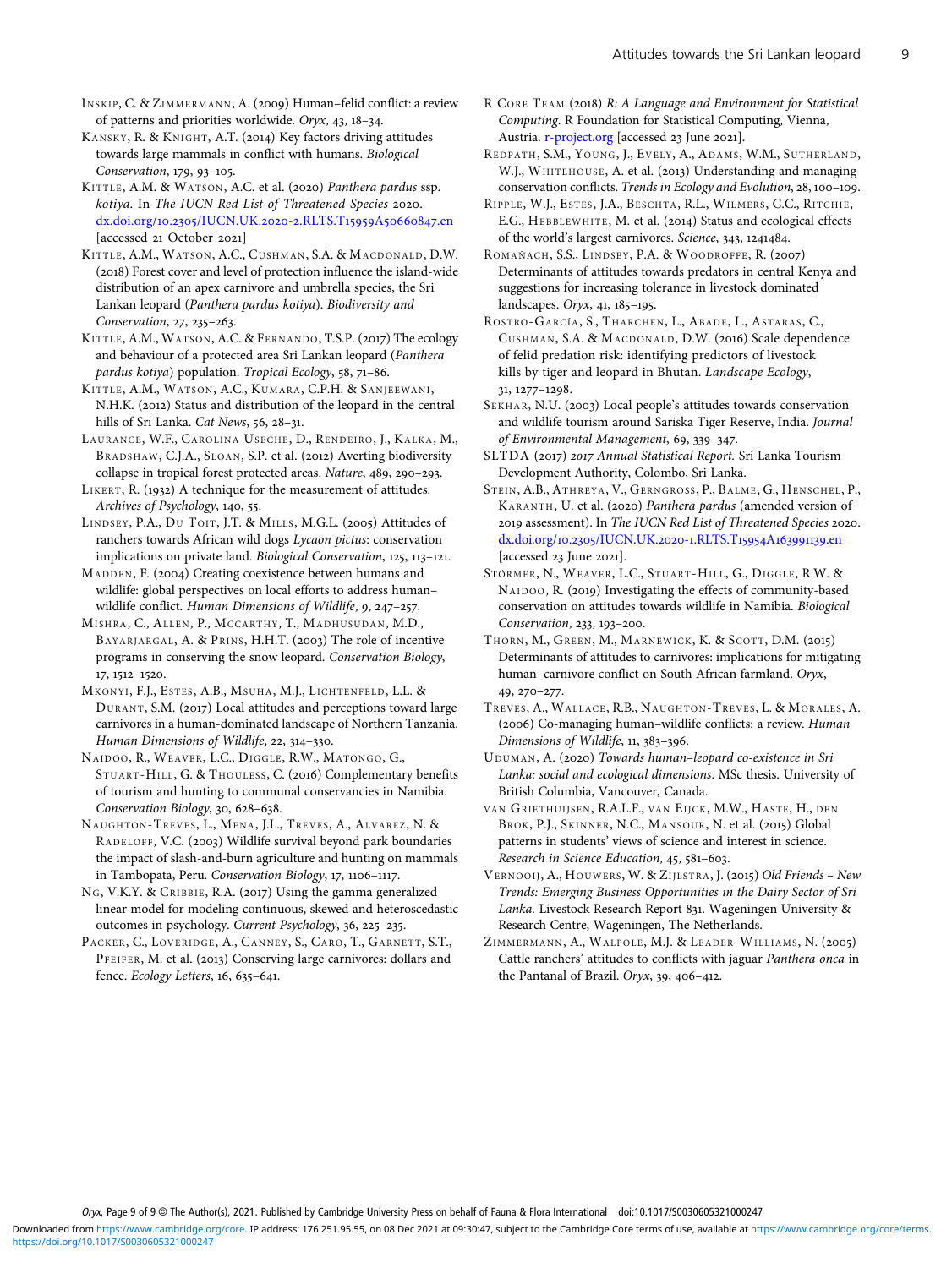Inskip, C. & Zimmermann, A. (2009) Human–felid conflict: a review of patterns and priorities worldwide. *Oryx*, 43, 18–34.

Kansky, R. & Knight, A.T. (2014) Key factors driving attitudes towards large mammals in conflict with humans. *Biological Conservation*, 179, 93–105.

Kittle, A.M. & Watson, A.C. et al. (2020) *Panthera pardus* ssp. *kotiya*. In *The IUCN Red List of Threatened Species* 2020. dx.doi.org/10.2305/IUCN.UK.2020-2.RLTS.T15959A50660847.en [accessed 21 October 2021]

Kittle, A.M., Watson, A.C., Cushman, S.A. & Macdonald, D.W. (2018) Forest cover and level of protection influence the island-wide distribution of an apex carnivore and umbrella species, the Sri Lankan leopard (*Panthera pardus kotiya*). *Biodiversity and Conservation*, 27, 235–263.

Kittle, A.M., Watson, A.C. & Fernando, T.S.P. (2017) The ecology and behaviour of a protected area Sri Lankan leopard (*Panthera pardus kotiya*) population. *Tropical Ecology*, 58, 71–86.

Kittle, A.M., Watson, A.C., Kumara, C.P.H. & Sanjeewani, N.H.K. (2012) Status and distribution of the leopard in the central hills of Sri Lanka. *Cat News*, 56, 28–31.

Laurance, W.F., Carolina Useche, D., Rendeiro, J., Kalka, M., Bradshaw, C.J.A., Sloan, S.P. et al. (2012) Averting biodiversity collapse in tropical forest protected areas. *Nature*, 489, 290–293.

Likert, R. (1932) A technique for the measurement of attitudes. *Archives of Psychology*, 140, 55.

Lindsey, P.A., Du Toit, J.T. & Mills, M.G.L. (2005) Attitudes of ranchers towards African wild dogs *Lycaon pictus*: conservation implications on private land. *Biological Conservation*, 125, 113–121.

Madden, F. (2004) Creating coexistence between humans and wildlife: global perspectives on local efforts to address human–wildlife conflict. *Human Dimensions of Wildlife*, 9, 247–257.

Mishra, C., Allen, P., McCarthy, T., Madhusudan, M.D., Bayarjargal, A. & Prins, H.H.T. (2003) The role of incentive programs in conserving the snow leopard. *Conservation Biology*, 17, 1512–1520.

Mkonyi, F.J., Estes, A.B., Msuha, M.J., Lichtenfeld, L.L. & Durant, S.M. (2017) Local attitudes and perceptions toward large carnivores in a human-dominated landscape of Northern Tanzania. *Human Dimensions of Wildlife*, 22, 314–330.

Naidoo, R., Weaver, L.C., Diggle, R.W., Matongo, G., Stuart-Hill, G. & Thouless, C. (2016) Complementary benefits of tourism and hunting to communal conservancies in Namibia. *Conservation Biology*, 30, 628–638.

Naughton-Treves, L., Mena, J.L., Treves, A., Alvarez, N. & Radeloff, V.C. (2003) Wildlife survival beyond park boundaries the impact of slash-and-burn agriculture and hunting on mammals in Tambopata, Peru. *Conservation Biology*, 17, 1106–1117.

Ng, V.K.Y. & Cribbie, R.A. (2017) Using the gamma generalized linear model for modeling continuous, skewed and heteroscedastic outcomes in psychology. *Current Psychology*, 36, 225–235.

Packer, C., Loveridge, A., Canney, S., Caro, T., Garnett, S.T., Pfeifer, M. et al. (2013) Conserving large carnivores: dollars and fence. *Ecology Letters*, 16, 635–641.

R Core Team (2018) *R: A Language and Environment for Statistical Computing*. R Foundation for Statistical Computing, Vienna, Austria. r-project.org [accessed 23 June 2021].

Redpath, S.M., Young, J., Evely, A., Adams, W.M., Sutherland, W.J., Whitehouse, A. et al. (2013) Understanding and managing conservation conflicts. *Trends in Ecology and Evolution*, 28, 100–109.

Ripple, W.J., Estes, J.A., Beschta, R.L., Wilmers, C.C., Ritchie, E.G., Hebblewhite, M. et al. (2014) Status and ecological effects of the world's largest carnivores. *Science*, 343, 1241484.

Romañach, S.S., Lindsey, P.A. & Woodroffe, R. (2007) Determinants of attitudes towards predators in central Kenya and suggestions for increasing tolerance in livestock dominated landscapes. *Oryx*, 41, 185–195.

Rostro-García, S., Tharchen, L., Abade, L., Astaras, C., Cushman, S.A. & Macdonald, D.W. (2016) Scale dependence of felid predation risk: identifying predictors of livestock kills by tiger and leopard in Bhutan. *Landscape Ecology*, 31, 1277–1298.

Sekhar, N.U. (2003) Local people's attitudes towards conservation and wildlife tourism around Sariska Tiger Reserve, India. *Journal of Environmental Management*, 69, 339–347.

SLTDA (2017) *2017 Annual Statistical Report*. Sri Lanka Tourism Development Authority, Colombo, Sri Lanka.

Stein, A.B., Athreya, V., Gerngross, P., Balme, G., Henschel, P., Karanth, U. et al. (2020) *Panthera pardus* (amended version of 2019 assessment). In *The IUCN Red List of Threatened Species* 2020. dx.doi.org/10.2305/IUCN.UK.2020-1.RLTS.T15954A163991139.en [accessed 23 June 2021].

Störmer, N., Weaver, L.C., Stuart-Hill, G., Diggle, R.W. & Naidoo, R. (2019) Investigating the effects of community-based conservation on attitudes towards wildlife in Namibia. *Biological Conservation*, 233, 193–200.

Thorn, M., Green, M., Marnewick, K. & Scott, D.M. (2015) Determinants of attitudes to carnivores: implications for mitigating human–carnivore conflict on South African farmland. *Oryx*, 49, 270–277.

Treves, A., Wallace, R.B., Naughton-Treves, L. & Morales, A. (2006) Co-managing human–wildlife conflicts: a review. *Human Dimensions of Wildlife*, 11, 383–396.

Uduman, A. (2020) *Towards human–leopard co-existence in Sri Lanka: social and ecological dimensions*. MSc thesis. University of British Columbia, Vancouver, Canada.

van Griethuijsen, R.A.L.F., van Eijck, M.W., Haste, H., den Brok, P.J., Skinner, N.C., Mansour, N. et al. (2015) Global patterns in students' views of science and interest in science. *Research in Science Education*, 45, 581–603.

Vernooij, A., Houwers, W. & Zijlstra, J. (2015) *Old Friends – New Trends: Emerging Business Opportunities in the Dairy Sector of Sri Lanka*. Livestock Research Report 831. Wageningen University & Research Centre, Wageningen, The Netherlands.

Zimmermann, A., Walpole, M.J. & Leader-Williams, N. (2005) Cattle ranchers' attitudes to conflicts with jaguar *Panthera onca* in the Pantanal of Brazil. *Oryx*, 39, 406–412.